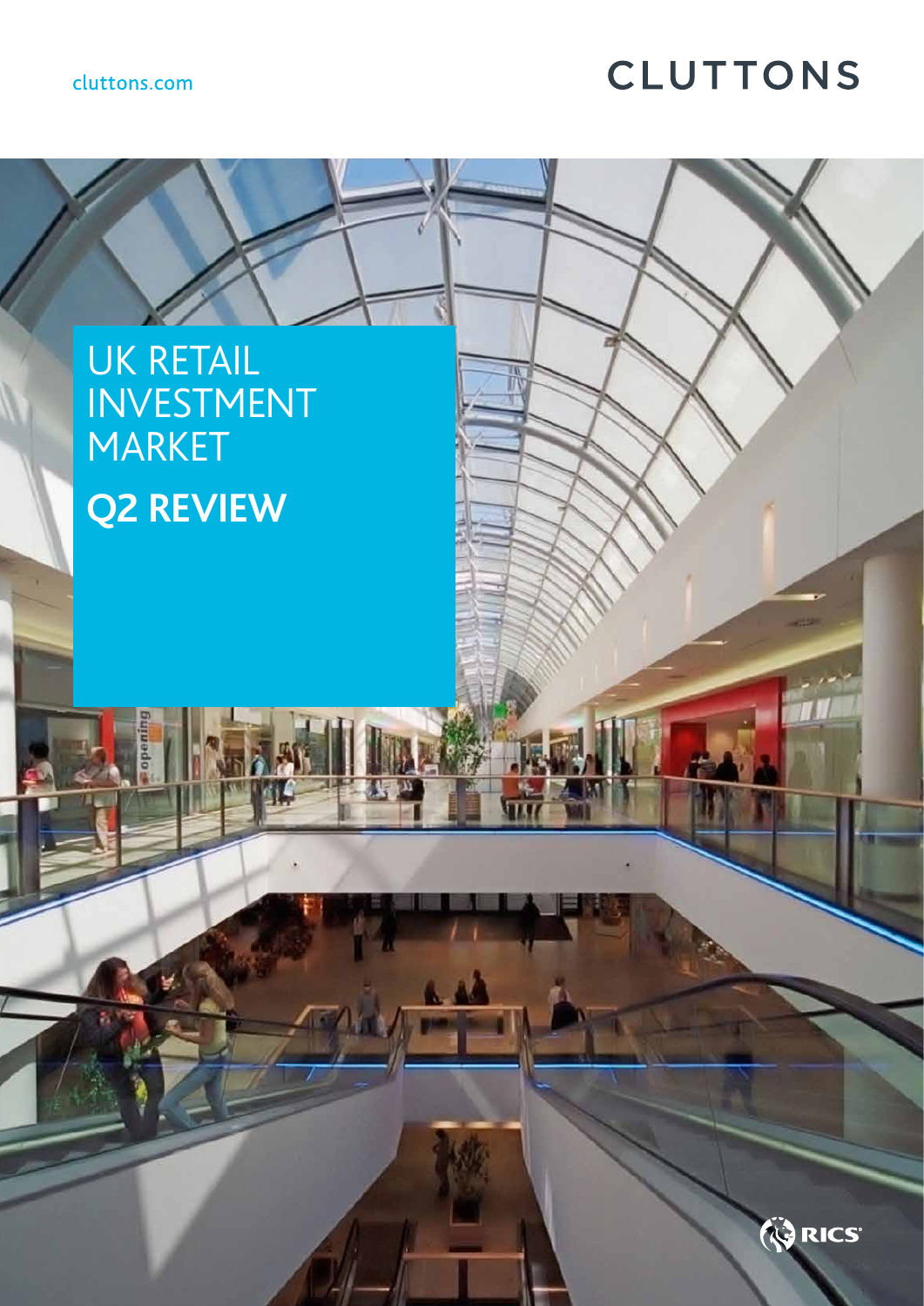cluttons.com

CLUTTONS

# UK RETAIL INVESTMENT MARKET

## Q2 REVIEW

RICS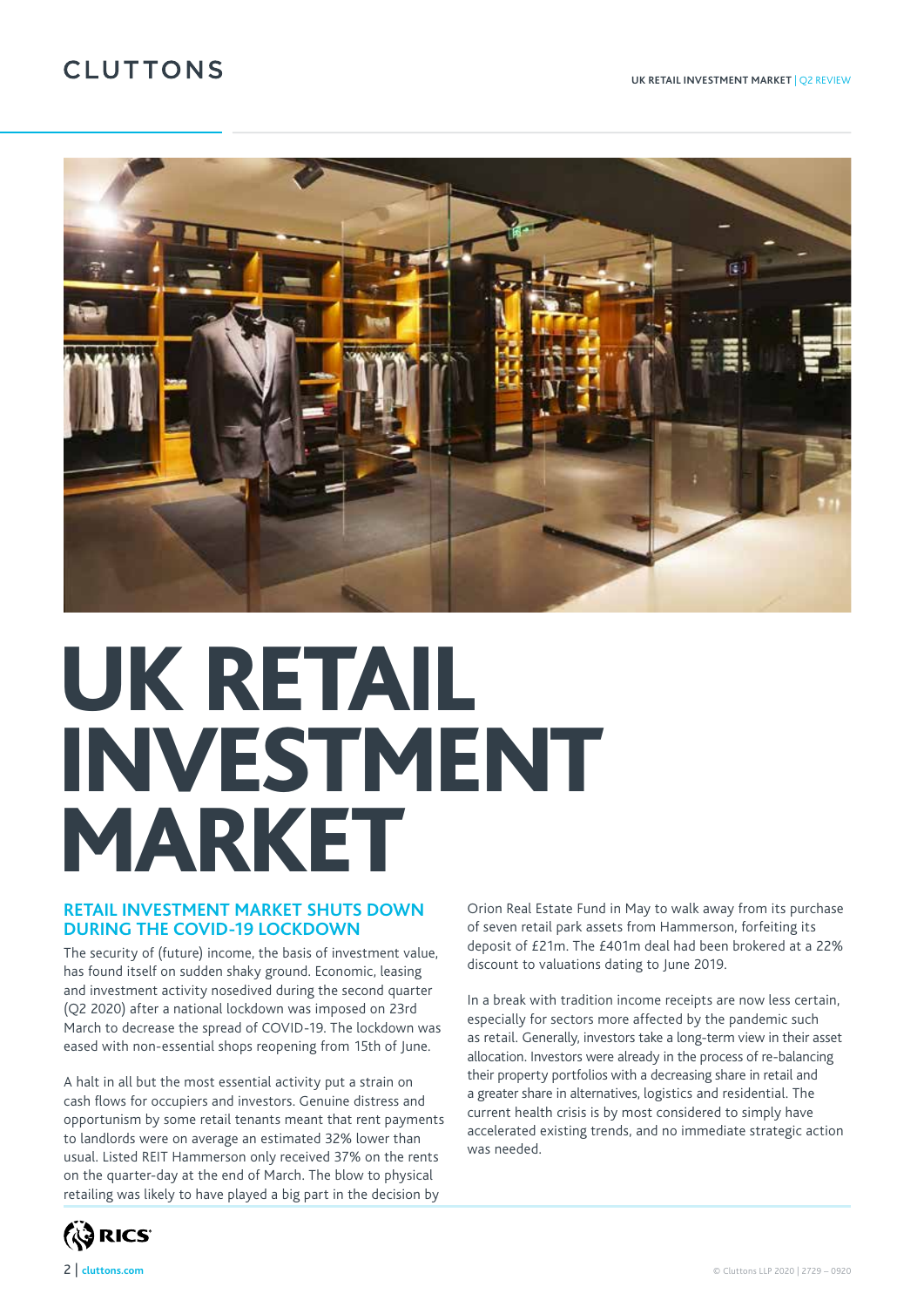# UK RETAIL INVESTMENT MARKET

## RETAIL INVESTMENT MARKET SHUTS DOWN DURING THE COVID-19 LOCKDOWN

The security of (future) income, the basis of investment value, has found itself on sudden shaky ground. Economic, leasing and investment activity nosedived during the second quarter (Q2 2020) after a national lockdown was imposed on 23rd March to decrease the spread of COVID-19. The lockdown was eased with non-essential shops reopening from 15th of June.

A halt in all but the most essential activity put a strain on cash flows for occupiers and investors. Genuine distress and opportunism by some retail tenants meant that rent payments to landlords were on average an estimated 32% lower than usual. Listed REIT Hammerson only received 37% on the rents on the quarter-day at the end of March. The blow to physical retailing was likely to have played a big part in the decision by Orion Real Estate Fund in May to walk away from its purchase of seven retail park assets from Hammerson, forfeiting its deposit of £21m. The £401m deal had been brokered at a 22% discount to valuations dating to June 2019.

In a break with tradition income receipts are now less certain, especially for sectors more affected by the pandemic such as retail. Generally, investors take a long-term view in their asset allocation. Investors were already in the process of re-balancing their property portfolios with a decreasing share in retail and a greater share in alternatives, logistics and residential. The current health crisis is by most considered to simply have accelerated existing trends, and no immediate strategic action was needed.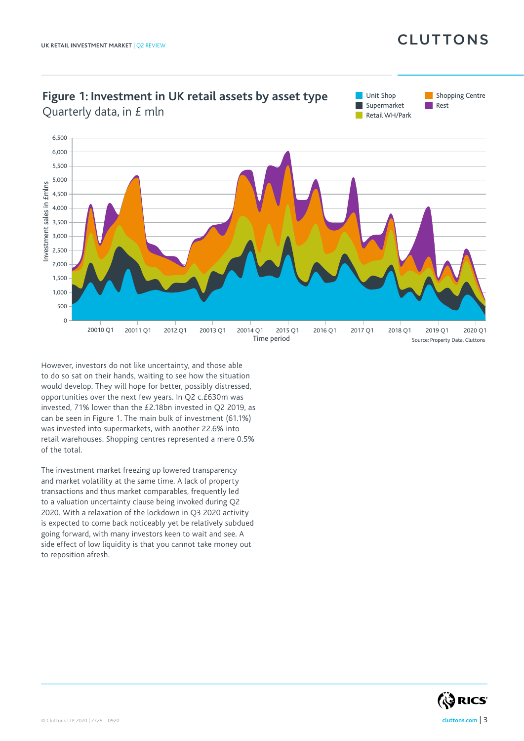## Figure 1: Investment in UK retail assets by asset type

Quarterly data, in £ mln

Source: Property Data, Cluttons

However, investors do not like uncertainty, and those able to do so sat on their hands, waiting to see how the situation would develop. They will hope for better, possibly distressed, opportunities over the next few years. In Q2 c.£630m was invested, 71% lower than the £2.18bn invested in Q2 2019, as can be seen in Figure 1. The main bulk of investment (61.1%) was invested into supermarkets, with another 22.6% into retail warehouses. Shopping centres represented a mere 0.5% of the total.

The investment market freezing up lowered transparency and market volatility at the same time. A lack of property transactions and thus market comparables, frequently led to a valuation uncertainty clause being invoked during Q2 2020. With a relaxation of the lockdown in Q3 2020 activity is expected to come back noticeably yet be relatively subdued going forward, with many investors keen to wait and see. A side effect of low liquidity is that you cannot take money out to reposition afresh.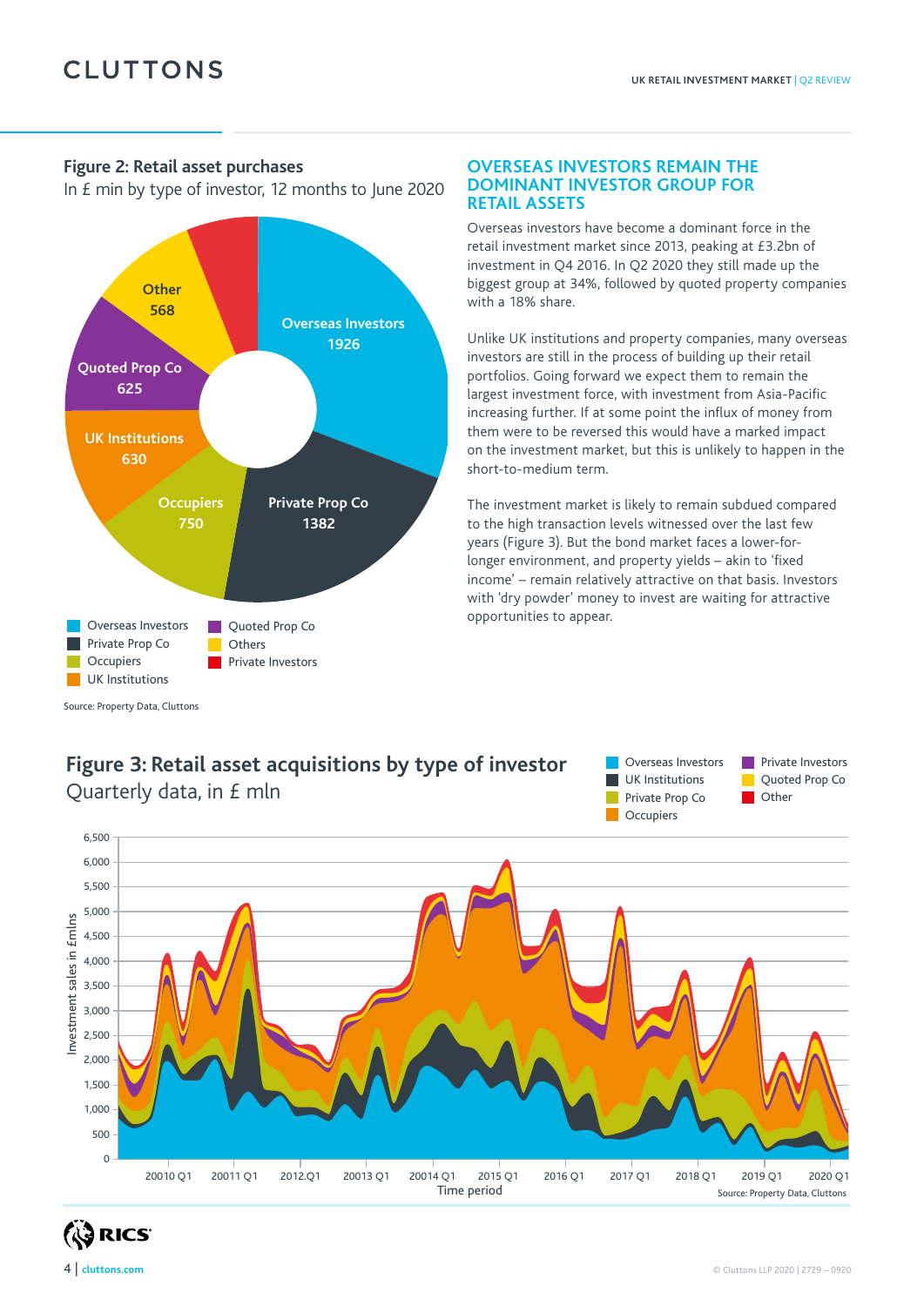**Figure 2: Retail asset purchases**
In £ mln by type of investor, 12 months to June 2020

| Type of investor | £ mln |
|---|---|
| Overseas Investors | 1926 |
| Private Prop Co | 1382 |
| Occupiers | 750 |
| UK Institutions | 630 |
| Quoted Prop Co | 625 |
| Other | 568 |
| Private Investors | |

Source: Property Data, Cluttons

## OVERSEAS INVESTORS REMAIN THE DOMINANT INVESTOR GROUP FOR RETAIL ASSETS

Overseas investors have become a dominant force in the retail investment market since 2013, peaking at £3.2bn of investment in Q4 2016. In Q2 2020 they still made up the biggest group at 34%, followed by quoted property companies with a 18% share.

Unlike UK institutions and property companies, many overseas investors are still in the process of building up their retail portfolios. Going forward we expect them to remain the largest investment force, with investment from Asia-Pacific increasing further. If at some point the influx of money from them were to be reversed this would have a marked impact on the investment market, but this is unlikely to happen in the short-to-medium term.

The investment market is likely to remain subdued compared to the high transaction levels witnessed over the last few years (Figure 3). But the bond market faces a lower-for-longer environment, and property yields – akin to 'fixed income' – remain relatively attractive on that basis. Investors with 'dry powder' money to invest are waiting for attractive opportunities to appear.

**Figure 3: Retail asset acquisitions by type of investor**
Quarterly data, in £ mln

Source: Property Data, Cluttons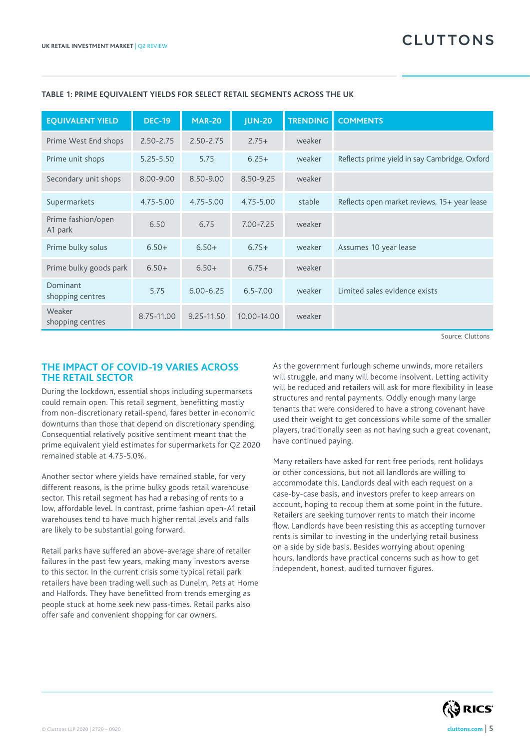**TABLE 1: PRIME EQUIVALENT YIELDS FOR SELECT RETAIL SEGMENTS ACROSS THE UK**

| EQUIVALENT YIELD | DEC-19 | MAR-20 | JUN-20 | TRENDING | COMMENTS |
|---|---|---|---|---|---|
| Prime West End shops | 2.50-2.75 | 2.50-2.75 | 2.75+ | weaker | |
| Prime unit shops | 5.25-5.50 | 5.75 | 6.25+ | weaker | Reflects prime yield in say Cambridge, Oxford |
| Secondary unit shops | 8.00-9.00 | 8.50-9.00 | 8.50-9.25 | weaker | |
| Supermarkets | 4.75-5.00 | 4.75-5.00 | 4.75-5.00 | stable | Reflects open market reviews, 15+ year lease |
| Prime fashion/open A1 park | 6.50 | 6.75 | 7.00-7.25 | weaker | |
| Prime bulky solus | 6.50+ | 6.50+ | 6.75+ | weaker | Assumes 10 year lease |
| Prime bulky goods park | 6.50+ | 6.50+ | 6.75+ | weaker | |
| Dominant shopping centres | 5.75 | 6.00-6.25 | 6.5-7.00 | weaker | Limited sales evidence exists |
| Weaker shopping centres | 8.75-11.00 | 9.25-11.50 | 10.00-14.00 | weaker | |

Source: Cluttons

## THE IMPACT OF COVID-19 VARIES ACROSS THE RETAIL SECTOR

During the lockdown, essential shops including supermarkets could remain open. This retail segment, benefitting mostly from non-discretionary retail-spend, fares better in economic downturns than those that depend on discretionary spending. Consequential relatively positive sentiment meant that the prime equivalent yield estimates for supermarkets for Q2 2020 remained stable at 4.75-5.0%.

Another sector where yields have remained stable, for very different reasons, is the prime bulky goods retail warehouse sector. This retail segment has had a rebasing of rents to a low, affordable level. In contrast, prime fashion open-A1 retail warehouses tend to have much higher rental levels and falls are likely to be substantial going forward.

Retail parks have suffered an above-average share of retailer failures in the past few years, making many investors averse to this sector. In the current crisis some typical retail park retailers have been trading well such as Dunelm, Pets at Home and Halfords. They have benefitted from trends emerging as people stuck at home seek new pass-times. Retail parks also offer safe and convenient shopping for car owners.

As the government furlough scheme unwinds, more retailers will struggle, and many will become insolvent. Letting activity will be reduced and retailers will ask for more flexibility in lease structures and rental payments. Oddly enough many large tenants that were considered to have a strong covenant have used their weight to get concessions while some of the smaller players, traditionally seen as not having such a great covenant, have continued paying.

Many retailers have asked for rent free periods, rent holidays or other concessions, but not all landlords are willing to accommodate this. Landlords deal with each request on a case-by-case basis, and investors prefer to keep arrears on account, hoping to recoup them at some point in the future. Retailers are seeking turnover rents to match their income flow. Landlords have been resisting this as accepting turnover rents is similar to investing in the underlying retail business on a side by side basis. Besides worrying about opening hours, landlords have practical concerns such as how to get independent, honest, audited turnover figures.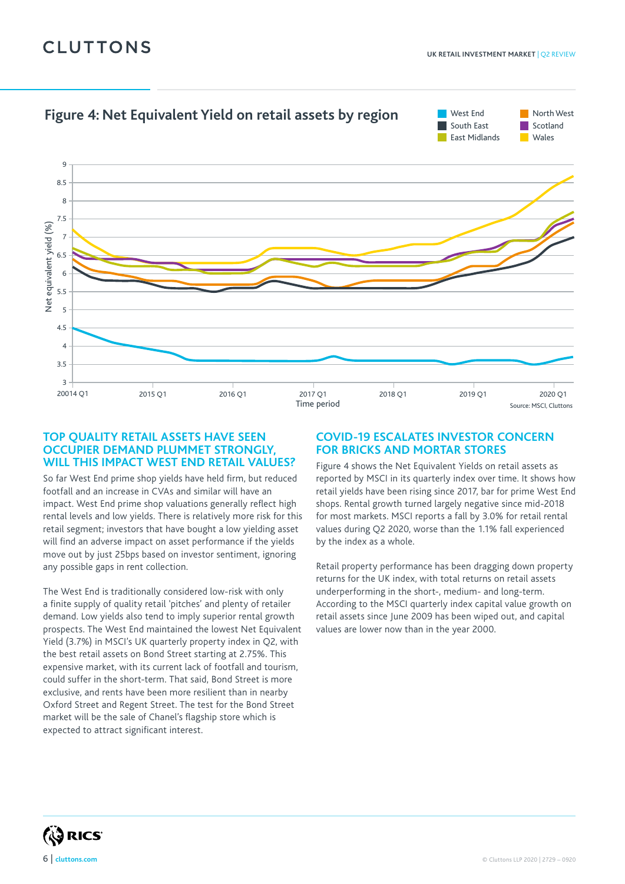## Figure 4: Net Equivalent Yield on retail assets by region

Source: MSCI, Cluttons

### TOP QUALITY RETAIL ASSETS HAVE SEEN OCCUPIER DEMAND PLUMMET STRONGLY, WILL THIS IMPACT WEST END RETAIL VALUES?

So far West End prime shop yields have held firm, but reduced footfall and an increase in CVAs and similar will have an impact. West End prime shop valuations generally reflect high rental levels and low yields. There is relatively more risk for this retail segment; investors that have bought a low yielding asset will find an adverse impact on asset performance if the yields move out by just 25bps based on investor sentiment, ignoring any possible gaps in rent collection.

The West End is traditionally considered low-risk with only a finite supply of quality retail 'pitches' and plenty of retailer demand. Low yields also tend to imply superior rental growth prospects. The West End maintained the lowest Net Equivalent Yield (3.7%) in MSCI's UK quarterly property index in Q2, with the best retail assets on Bond Street starting at 2.75%. This expensive market, with its current lack of footfall and tourism, could suffer in the short-term. That said, Bond Street is more exclusive, and rents have been more resilient than in nearby Oxford Street and Regent Street. The test for the Bond Street market will be the sale of Chanel's flagship store which is expected to attract significant interest.

### COVID-19 ESCALATES INVESTOR CONCERN FOR BRICKS AND MORTAR STORES

Figure 4 shows the Net Equivalent Yields on retail assets as reported by MSCI in its quarterly index over time. It shows how retail yields have been rising since 2017, bar for prime West End shops. Rental growth turned largely negative since mid-2018 for most markets. MSCI reports a fall by 3.0% for retail rental values during Q2 2020, worse than the 1.1% fall experienced by the index as a whole.

Retail property performance has been dragging down property returns for the UK index, with total returns on retail assets underperforming in the short-, medium- and long-term. According to the MSCI quarterly index capital value growth on retail assets since June 2009 has been wiped out, and capital values are lower now than in the year 2000.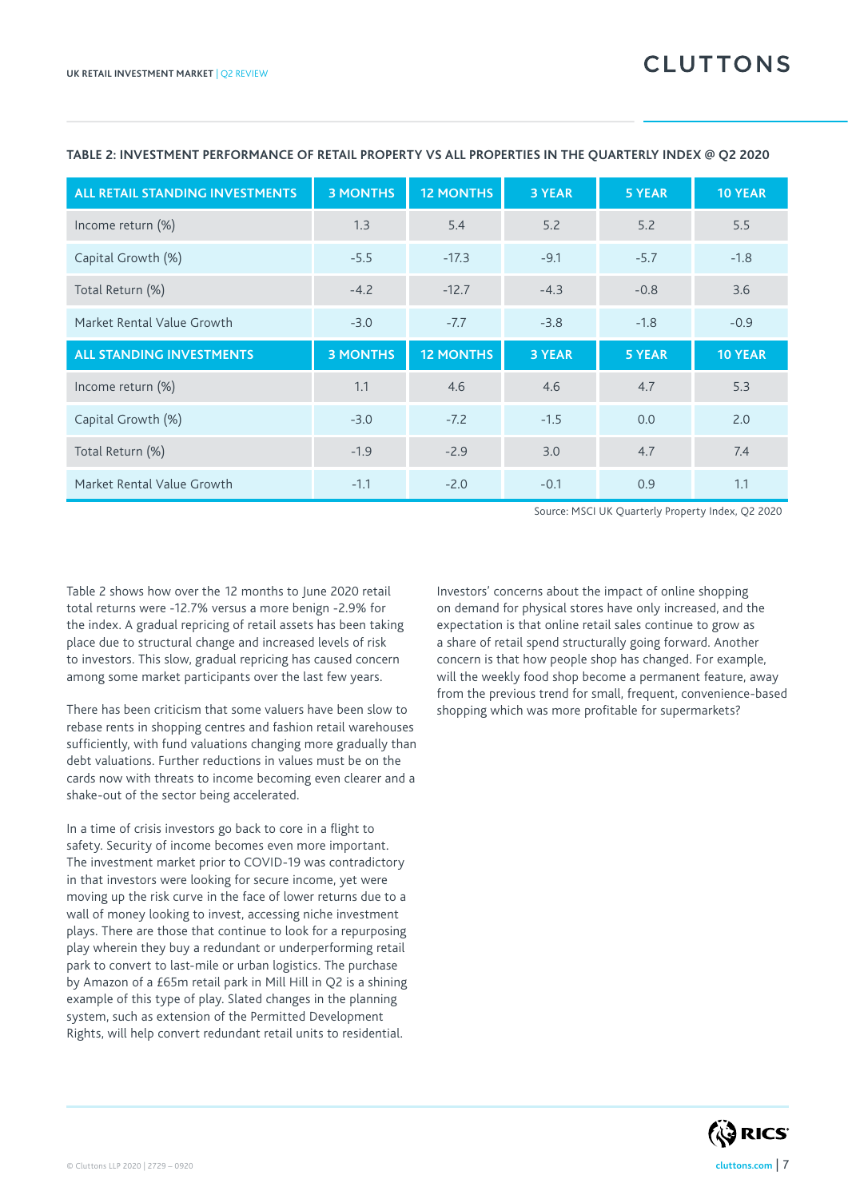**TABLE 2: INVESTMENT PERFORMANCE OF RETAIL PROPERTY VS ALL PROPERTIES IN THE QUARTERLY INDEX @ Q2 2020**

| ALL RETAIL STANDING INVESTMENTS | 3 MONTHS | 12 MONTHS | 3 YEAR | 5 YEAR | 10 YEAR |
|---|---|---|---|---|---|
| Income return (%) | 1.3 | 5.4 | 5.2 | 5.2 | 5.5 |
| Capital Growth (%) | -5.5 | -17.3 | -9.1 | -5.7 | -1.8 |
| Total Return (%) | -4.2 | -12.7 | -4.3 | -0.8 | 3.6 |
| Market Rental Value Growth | -3.0 | -7.7 | -3.8 | -1.8 | -0.9 |
| **ALL STANDING INVESTMENTS** | **3 MONTHS** | **12 MONTHS** | **3 YEAR** | **5 YEAR** | **10 YEAR** |
| Income return (%) | 1.1 | 4.6 | 4.6 | 4.7 | 5.3 |
| Capital Growth (%) | -3.0 | -7.2 | -1.5 | 0.0 | 2.0 |
| Total Return (%) | -1.9 | -2.9 | 3.0 | 4.7 | 7.4 |
| Market Rental Value Growth | -1.1 | -2.0 | -0.1 | 0.9 | 1.1 |

Source: MSCI UK Quarterly Property Index, Q2 2020

Table 2 shows how over the 12 months to June 2020 retail total returns were -12.7% versus a more benign -2.9% for the index. A gradual repricing of retail assets has been taking place due to structural change and increased levels of risk to investors. This slow, gradual repricing has caused concern among some market participants over the last few years.

There has been criticism that some valuers have been slow to rebase rents in shopping centres and fashion retail warehouses sufficiently, with fund valuations changing more gradually than debt valuations. Further reductions in values must be on the cards now with threats to income becoming even clearer and a shake-out of the sector being accelerated.

In a time of crisis investors go back to core in a flight to safety. Security of income becomes even more important. The investment market prior to COVID-19 was contradictory in that investors were looking for secure income, yet were moving up the risk curve in the face of lower returns due to a wall of money looking to invest, accessing niche investment plays. There are those that continue to look for a repurposing play wherein they buy a redundant or underperforming retail park to convert to last-mile or urban logistics. The purchase by Amazon of a £65m retail park in Mill Hill in Q2 is a shining example of this type of play. Slated changes in the planning system, such as extension of the Permitted Development Rights, will help convert redundant retail units to residential.

Investors' concerns about the impact of online shopping on demand for physical stores have only increased, and the expectation is that online retail sales continue to grow as a share of retail spend structurally going forward. Another concern is that how people shop has changed. For example, will the weekly food shop become a permanent feature, away from the previous trend for small, frequent, convenience-based shopping which was more profitable for supermarkets?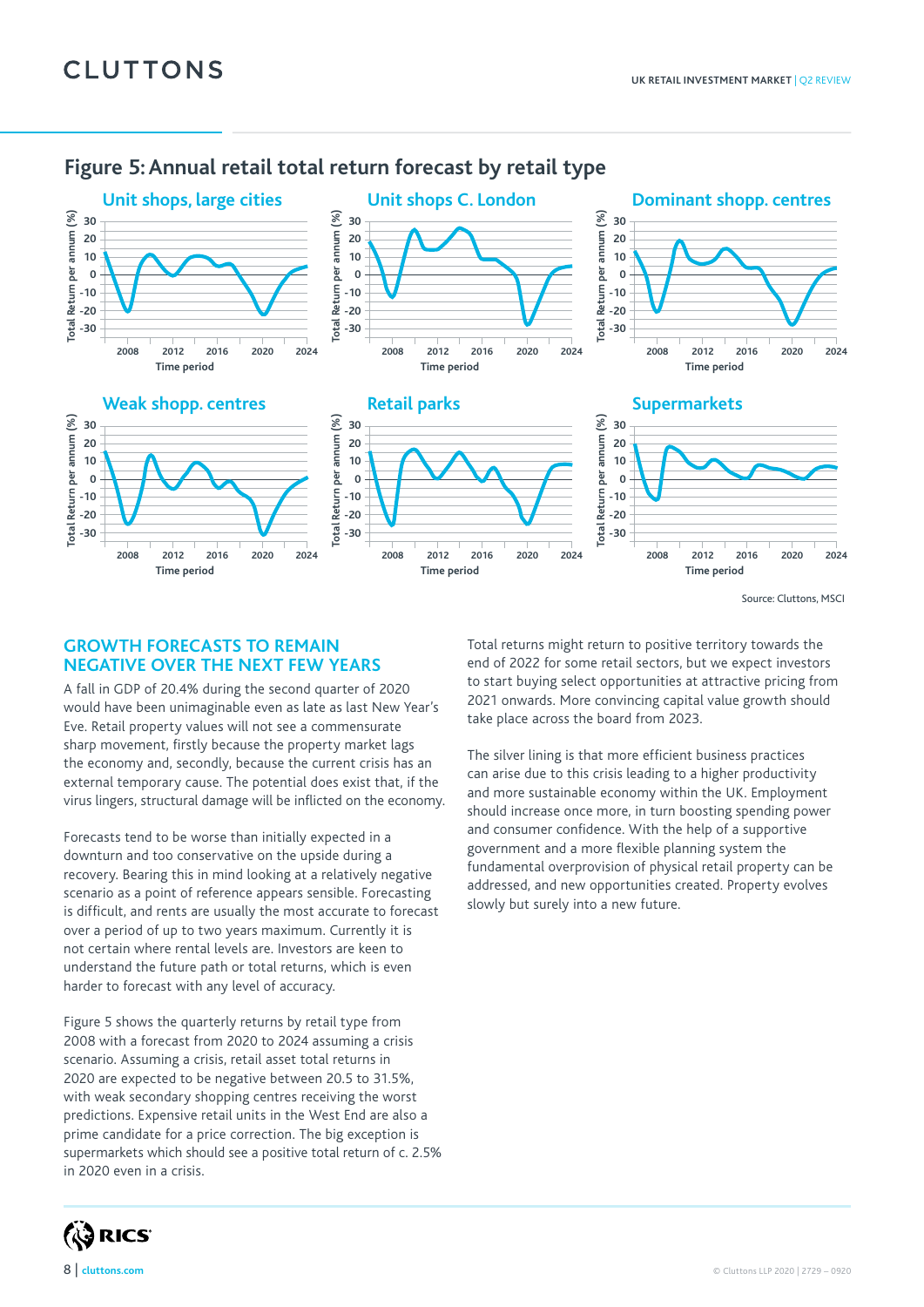## Figure 5: Annual retail total return forecast by retail type

Unit shops, large cities

Unit shops C. London

Dominant shopp. centres

Weak shopp. centres

Retail parks

Supermarkets

Source: Cluttons, MSCI

## GROWTH FORECASTS TO REMAIN NEGATIVE OVER THE NEXT FEW YEARS

A fall in GDP of 20.4% during the second quarter of 2020 would have been unimaginable even as late as last New Year's Eve. Retail property values will not see a commensurate sharp movement, firstly because the property market lags the economy and, secondly, because the current crisis has an external temporary cause. The potential does exist that, if the virus lingers, structural damage will be inflicted on the economy.

Forecasts tend to be worse than initially expected in a downturn and too conservative on the upside during a recovery. Bearing this in mind looking at a relatively negative scenario as a point of reference appears sensible. Forecasting is difficult, and rents are usually the most accurate to forecast over a period of up to two years maximum. Currently it is not certain where rental levels are. Investors are keen to understand the future path or total returns, which is even harder to forecast with any level of accuracy.

Figure 5 shows the quarterly returns by retail type from 2008 with a forecast from 2020 to 2024 assuming a crisis scenario. Assuming a crisis, retail asset total returns in 2020 are expected to be negative between 20.5 to 31.5%, with weak secondary shopping centres receiving the worst predictions. Expensive retail units in the West End are also a prime candidate for a price correction. The big exception is supermarkets which should see a positive total return of c. 2.5% in 2020 even in a crisis.

Total returns might return to positive territory towards the end of 2022 for some retail sectors, but we expect investors to start buying select opportunities at attractive pricing from 2021 onwards. More convincing capital value growth should take place across the board from 2023.

The silver lining is that more efficient business practices can arise due to this crisis leading to a higher productivity and more sustainable economy within the UK. Employment should increase once more, in turn boosting spending power and consumer confidence. With the help of a supportive government and a more flexible planning system the fundamental overprovision of physical retail property can be addressed, and new opportunities created. Property evolves slowly but surely into a new future.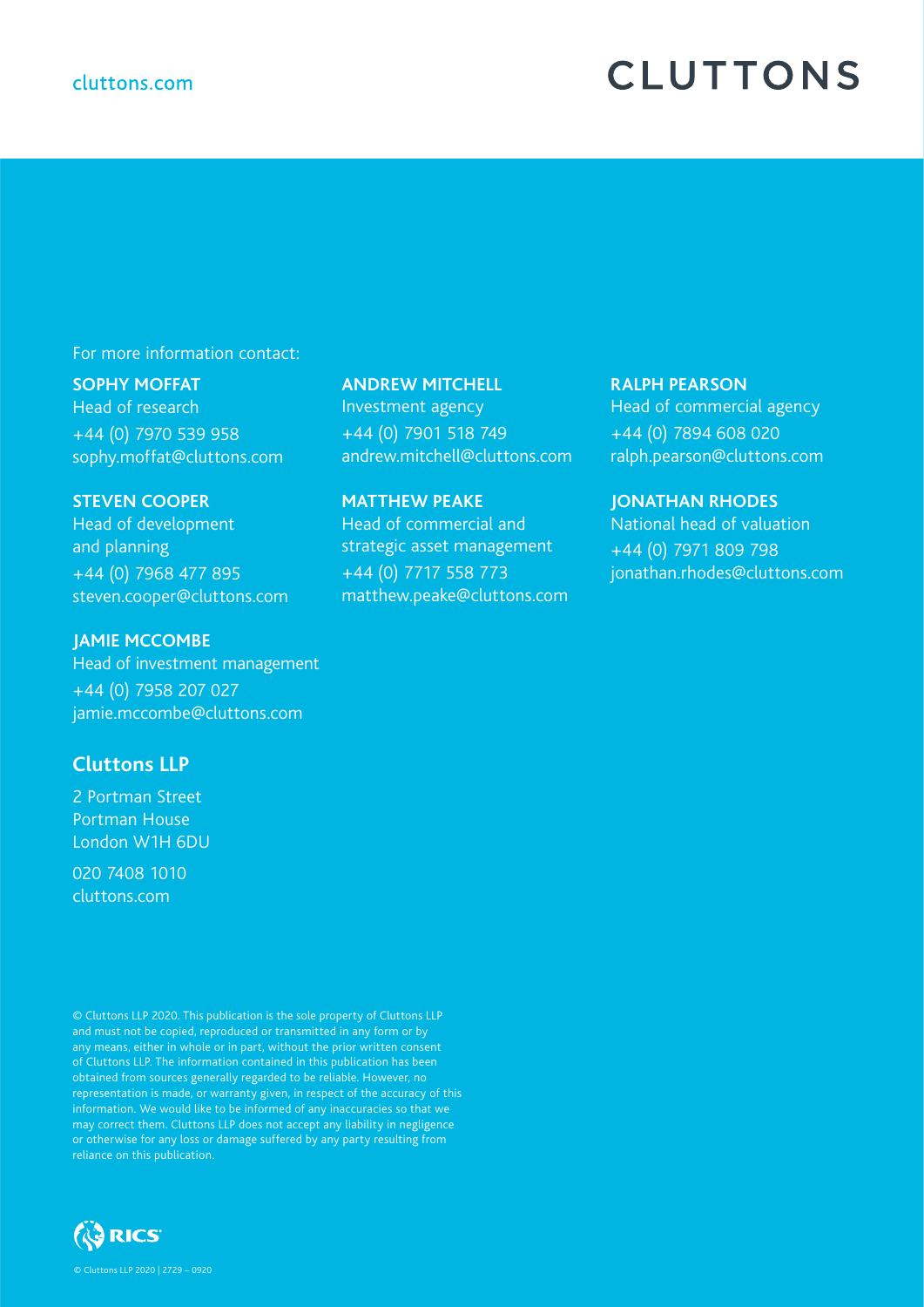cluttons.com

# CLUTTONS

For more information contact:

**SOPHY MOFFAT**
Head of research
+44 (0) 7970 539 958
sophy.moffat@cluttons.com

**STEVEN COOPER**
Head of development and planning
+44 (0) 7968 477 895
steven.cooper@cluttons.com

**JAMIE MCCOMBE**
Head of investment management
+44 (0) 7958 207 027
jamie.mccombe@cluttons.com

**ANDREW MITCHELL**
Investment agency
+44 (0) 7901 518 749
andrew.mitchell@cluttons.com

**MATTHEW PEAKE**
Head of commercial and strategic asset management
+44 (0) 7717 558 773
matthew.peake@cluttons.com

**RALPH PEARSON**
Head of commercial agency
+44 (0) 7894 608 020
ralph.pearson@cluttons.com

**JONATHAN RHODES**
National head of valuation
+44 (0) 7971 809 798
jonathan.rhodes@cluttons.com

## Cluttons LLP

2 Portman Street
Portman House
London W1H 6DU

020 7408 1010
cluttons.com

© Cluttons LLP 2020. This publication is the sole property of Cluttons LLP and must not be copied, reproduced or transmitted in any form or by any means, either in whole or in part, without the prior written consent of Cluttons LLP. The information contained in this publication has been obtained from sources generally regarded to be reliable. However, no representation is made, or warranty given, in respect of the accuracy of this information. We would like to be informed of any inaccuracies so that we may correct them. Cluttons LLP does not accept any liability in negligence or otherwise for any loss or damage suffered by any party resulting from reliance on this publication.

RICS

© Cluttons LLP 2020 | 2729 – 0920